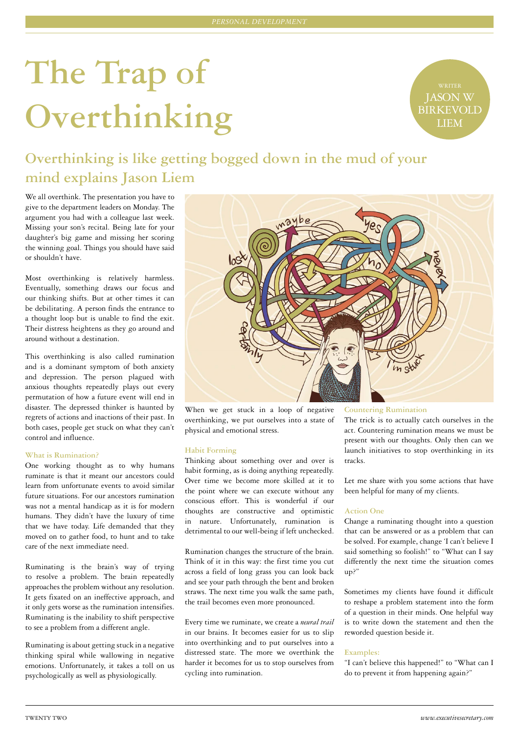PERSONAL DEVELOPMENT

# The Trap of Overthinking

WRITER JASON W BIRKEVOLD LIEM

## Overthinking is like getting bogged down in the mud of your mind explains Jason Liem

We all overthink. The presentation you have to give to the department leaders on Monday. The argument you had with a colleague last week. Missing your son's recital. Being late for your daughter's big game and missing her scoring the winning goal. Things you should have said or shouldn't have.

Most overthinking is relatively harmless. Eventually, something draws our focus and our thinking shifts. But at other times it can be debilitating. A person finds the entrance to a thought loop but is unable to find the exit. Their distress heightens as they go around and around without a destination.

This overthinking is also called rumination and is a dominant symptom of both anxiety and depression. The person plagued with anxious thoughts repeatedly plays out every permutation of how a future event will end in disaster. The depressed thinker is haunted by regrets of actions and inactions of their past. In both cases, people get stuck on what they can't control and influence.

### What is Rumination?

One working thought as to why humans ruminate is that it meant our ancestors could learn from unfortunate events to avoid similar future situations. For our ancestors rumination was not a mental handicap as it is for modern humans. They didn't have the luxury of time that we have today. Life demanded that they moved on to gather food, to hunt and to take care of the next immediate need.

Ruminating is the brain's way of trying to resolve a problem. The brain repeatedly approaches the problem without any resolution. It gets fixated on an ineffective approach, and it only gets worse as the rumination intensifies. Ruminating is the inability to shift perspective to see a problem from a different angle.

Ruminating is about getting stuck in a negative thinking spiral while wallowing in negative emotions. Unfortunately, it takes a toll on us psychologically as well as physiologically.

When we get stuck in a loop of negative overthinking, we put ourselves into a state of physical and emotional stress.

### Habit Forming

Thinking about something over and over is habit forming, as is doing anything repeatedly. Over time we become more skilled at it to the point where we can execute without any conscious effort. This is wonderful if our thoughts are constructive and optimistic in nature. Unfortunately, rumination is detrimental to our well-being if left unchecked.

Rumination changes the structure of the brain. Think of it in this way: the first time you cut across a field of long grass you can look back and see your path through the bent and broken straws. The next time you walk the same path, the trail becomes even more pronounced.

Every time we ruminate, we create a *neural trail* in our brains. It becomes easier for us to slip into overthinking and to put ourselves into a distressed state. The more we overthink the harder it becomes for us to stop ourselves from cycling into rumination.

### Countering Rumination

The trick is to actually catch ourselves in the act. Countering rumination means we must be present with our thoughts. Only then can we launch initiatives to stop overthinking in its tracks.

Let me share with you some actions that have been helpful for many of my clients.

### Action One

Change a ruminating thought into a question that can be answered or as a problem that can be solved. For example, change 'I can't believe I said something so foolish!" to "What can I say differently the next time the situation comes up?"

Sometimes my clients have found it difficult to reshape a problem statement into the form of a question in their minds. One helpful way is to write down the statement and then the reworded question beside it.

### Examples:

"I can't believe this happened!" to "What can I do to prevent it from happening again?"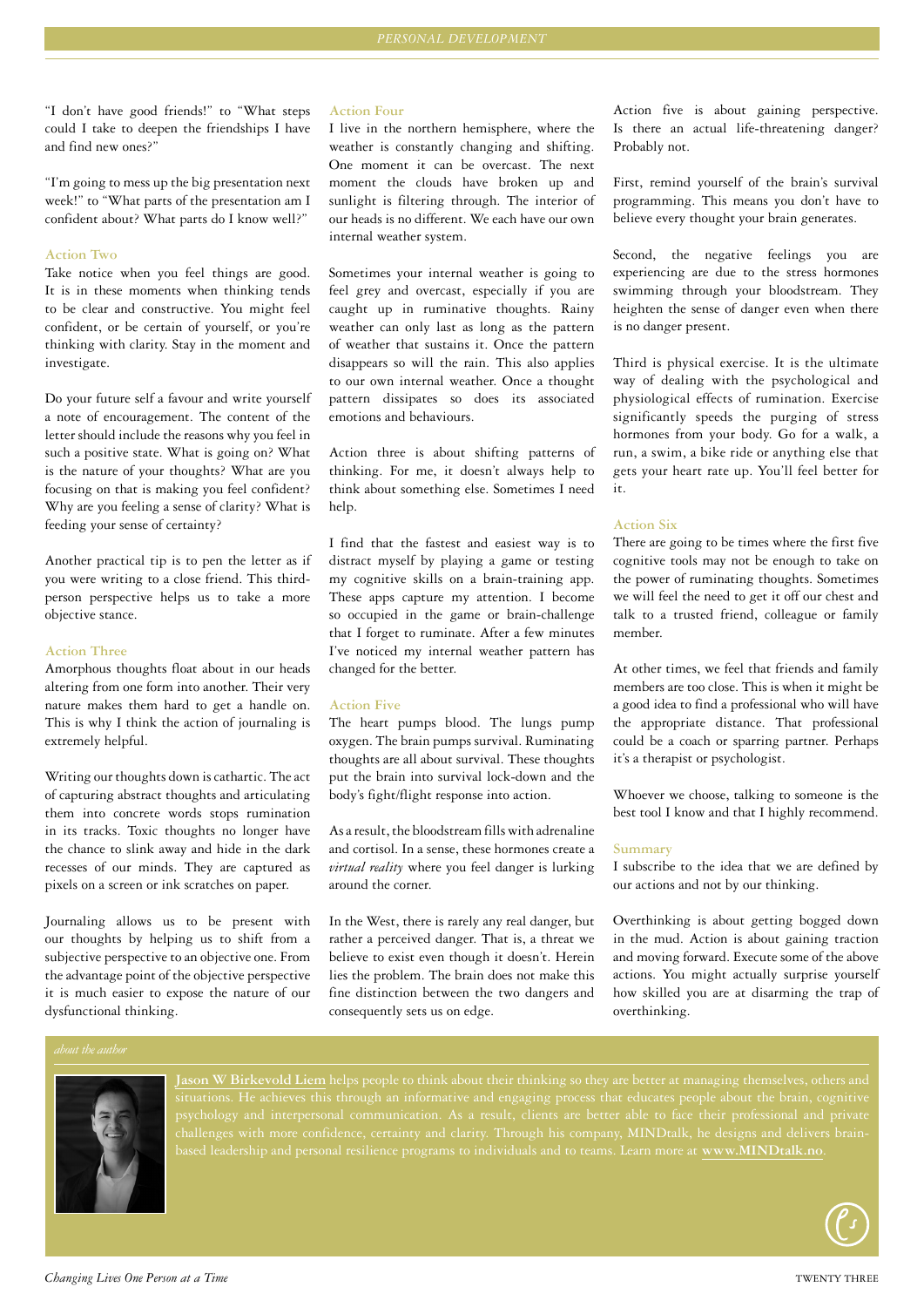"I don't have good friends!" to "What steps could I take to deepen the friendships I have and find new ones?"

"I'm going to mess up the big presentation next week!" to "What parts of the presentation am I confident about? What parts do I know well?"

## Action Two

Take notice when you feel things are good. It is in these moments when thinking tends to be clear and constructive. You might feel confident, or be certain of yourself, or you're thinking with clarity. Stay in the moment and investigate.

Do your future self a favour and write yourself a note of encouragement. The content of the letter should include the reasons why you feel in such a positive state. What is going on? What is the nature of your thoughts? What are you focusing on that is making you feel confident? Why are you feeling a sense of clarity? What is feeding your sense of certainty?

Another practical tip is to pen the letter as if you were writing to a close friend. This third-person perspective helps us to take a more objective stance.

## Action Three

Amorphous thoughts float about in our heads altering from one form into another. Their very nature makes them hard to get a handle on. This is why I think the action of journaling is extremely helpful.

Writing our thoughts down is cathartic. The act of capturing abstract thoughts and articulating them into concrete words stops rumination in its tracks. Toxic thoughts no longer have the chance to slink away and hide in the dark recesses of our minds. They are captured as pixels on a screen or ink scratches on paper.

Journaling allows us to be present with our thoughts by helping us to shift from a subjective perspective to an objective one. From the advantage point of the objective perspective it is much easier to expose the nature of our dysfunctional thinking.

## Action Four

I live in the northern hemisphere, where the weather is constantly changing and shifting. One moment it can be overcast. The next moment the clouds have broken up and sunlight is filtering through. The interior of our heads is no different. We each have our own internal weather system.

Sometimes your internal weather is going to feel grey and overcast, especially if you are caught up in ruminative thoughts. Rainy weather can only last as long as the pattern of weather that sustains it. Once the pattern disappears so will the rain. This also applies to our own internal weather. Once a thought pattern dissipates so does its associated emotions and behaviours.

Action three is about shifting patterns of thinking. For me, it doesn't always help to think about something else. Sometimes I need help.

I find that the fastest and easiest way is to distract myself by playing a game or testing my cognitive skills on a brain-training app. These apps capture my attention. I become so occupied in the game or brain-challenge that I forget to ruminate. After a few minutes I've noticed my internal weather pattern has changed for the better.

## Action Five

The heart pumps blood. The lungs pump oxygen. The brain pumps survival. Ruminating thoughts are all about survival. These thoughts put the brain into survival lock-down and the body's fight/flight response into action.

As a result, the bloodstream fills with adrenaline and cortisol. In a sense, these hormones create a *virtual reality* where you feel danger is lurking around the corner.

In the West, there is rarely any real danger, but rather a perceived danger. That is, a threat we believe to exist even though it doesn't. Herein lies the problem. The brain does not make this fine distinction between the two dangers and consequently sets us on edge.

Action five is about gaining perspective. Is there an actual life-threatening danger? Probably not.

First, remind yourself of the brain's survival programming. This means you don't have to believe every thought your brain generates.

Second, the negative feelings you are experiencing are due to the stress hormones swimming through your bloodstream. They heighten the sense of danger even when there is no danger present.

Third is physical exercise. It is the ultimate way of dealing with the psychological and physiological effects of rumination. Exercise significantly speeds the purging of stress hormones from your body. Go for a walk, a run, a swim, a bike ride or anything else that gets your heart rate up. You'll feel better for it.

## Action Six

There are going to be times where the first five cognitive tools may not be enough to take on the power of ruminating thoughts. Sometimes we will feel the need to get it off our chest and talk to a trusted friend, colleague or family member.

At other times, we feel that friends and family members are too close. This is when it might be a good idea to find a professional who will have the appropriate distance. That professional could be a coach or sparring partner. Perhaps it's a therapist or psychologist.

Whoever we choose, talking to someone is the best tool I know and that I highly recommend.

## Summary

I subscribe to the idea that we are defined by our actions and not by our thinking.

Overthinking is about getting bogged down in the mud. Action is about gaining traction and moving forward. Execute some of the above actions. You might actually surprise yourself how skilled you are at disarming the trap of overthinking.

*about the author*

**Jason W Birkevold Liem** helps people to think about their thinking so they are better at managing themselves, others and situations. He achieves this through an informative and engaging process that educates people about the brain, cognitive psychology and interpersonal communication. As a result, clients are better able to face their professional and private challenges with more confidence, certainty and clarity. Through his company, MINDtalk, he designs and delivers brain-based leadership and personal resilience programs to individuals and to teams. Learn more at **www.MINDtalk.no**.